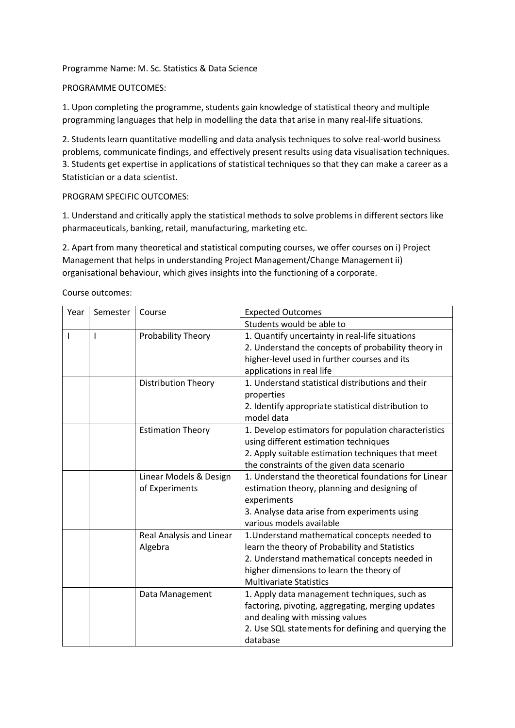Programme Name: M. Sc. Statistics & Data Science

PROGRAMME OUTCOMES:

1. Upon completing the programme, students gain knowledge of statistical theory and multiple programming languages that help in modelling the data that arise in many real-life situations.

2. Students learn quantitative modelling and data analysis techniques to solve real-world business problems, communicate findings, and effectively present results using data visualisation techniques.
3. Students get expertise in applications of statistical techniques so that they can make a career as a Statistician or a data scientist.

PROGRAM SPECIFIC OUTCOMES:

1. Understand and critically apply the statistical methods to solve problems in different sectors like pharmaceuticals, banking, retail, manufacturing, marketing etc.

2. Apart from many theoretical and statistical computing courses, we offer courses on i) Project Management that helps in understanding Project Management/Change Management ii) organisational behaviour, which gives insights into the functioning of a corporate.

Course outcomes:

| Year | Semester | Course | Expected Outcomes |
|---|---|---|---|
| | | | Students would be able to |
| I | I | Probability Theory | 1. Quantify uncertainty in real-life situations<br>2. Understand the concepts of probability theory in higher-level used in further courses and its applications in real life |
| | | Distribution Theory | 1. Understand statistical distributions and their properties<br>2. Identify appropriate statistical distribution to model data |
| | | Estimation Theory | 1. Develop estimators for population characteristics using different estimation techniques<br>2. Apply suitable estimation techniques that meet the constraints of the given data scenario |
| | | Linear Models & Design of Experiments | 1. Understand the theoretical foundations for Linear estimation theory, planning and designing of experiments<br>3. Analyse data arise from experiments using various models available |
| | | Real Analysis and Linear Algebra | 1.Understand mathematical concepts needed to learn the theory of Probability and Statistics<br>2. Understand mathematical concepts needed in higher dimensions to learn the theory of Multivariate Statistics |
| | | Data Management | 1. Apply data management techniques, such as factoring, pivoting, aggregating, merging updates and dealing with missing values<br>2. Use SQL statements for defining and querying the database |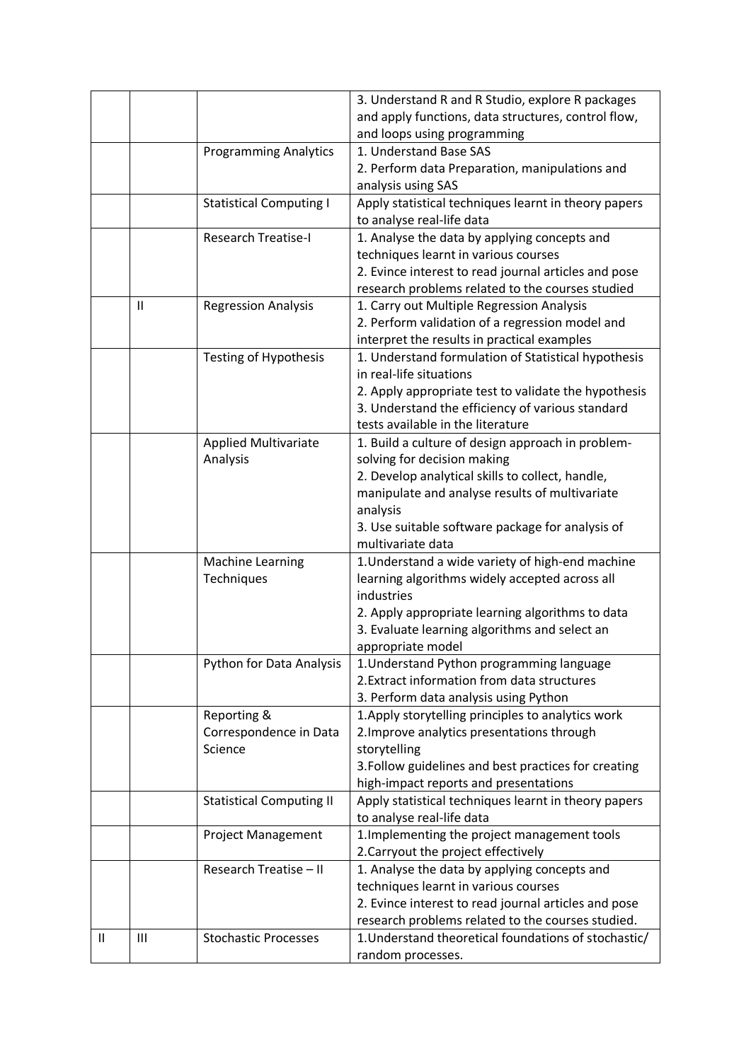| | | | |
|---|---|---|---|
| | | | 3. Understand R and R Studio, explore R packages and apply functions, data structures, control flow, and loops using programming |
| | | Programming Analytics | 1. Understand Base SAS<br>2. Perform data Preparation, manipulations and analysis using SAS |
| | | Statistical Computing I | Apply statistical techniques learnt in theory papers to analyse real-life data |
| | | Research Treatise-I | 1. Analyse the data by applying concepts and techniques learnt in various courses<br>2. Evince interest to read journal articles and pose research problems related to the courses studied |
| | II | Regression Analysis | 1. Carry out Multiple Regression Analysis<br>2. Perform validation of a regression model and interpret the results in practical examples |
| | | Testing of Hypothesis | 1. Understand formulation of Statistical hypothesis in real-life situations<br>2. Apply appropriate test to validate the hypothesis<br>3. Understand the efficiency of various standard tests available in the literature |
| | | Applied Multivariate Analysis | 1. Build a culture of design approach in problem-solving for decision making<br>2. Develop analytical skills to collect, handle, manipulate and analyse results of multivariate analysis<br>3. Use suitable software package for analysis of multivariate data |
| | | Machine Learning Techniques | 1.Understand a wide variety of high-end machine learning algorithms widely accepted across all industries<br>2. Apply appropriate learning algorithms to data<br>3. Evaluate learning algorithms and select an appropriate model |
| | | Python for Data Analysis | 1.Understand Python programming language<br>2.Extract information from data structures<br>3. Perform data analysis using Python |
| | | Reporting & Correspondence in Data Science | 1.Apply storytelling principles to analytics work<br>2.Improve analytics presentations through storytelling<br>3.Follow guidelines and best practices for creating high-impact reports and presentations |
| | | Statistical Computing II | Apply statistical techniques learnt in theory papers to analyse real-life data |
| | | Project Management | 1.Implementing the project management tools<br>2.Carryout the project effectively |
| | | Research Treatise – II | 1. Analyse the data by applying concepts and techniques learnt in various courses<br>2. Evince interest to read journal articles and pose research problems related to the courses studied. |
| II | III | Stochastic Processes | 1.Understand theoretical foundations of stochastic/ random processes. |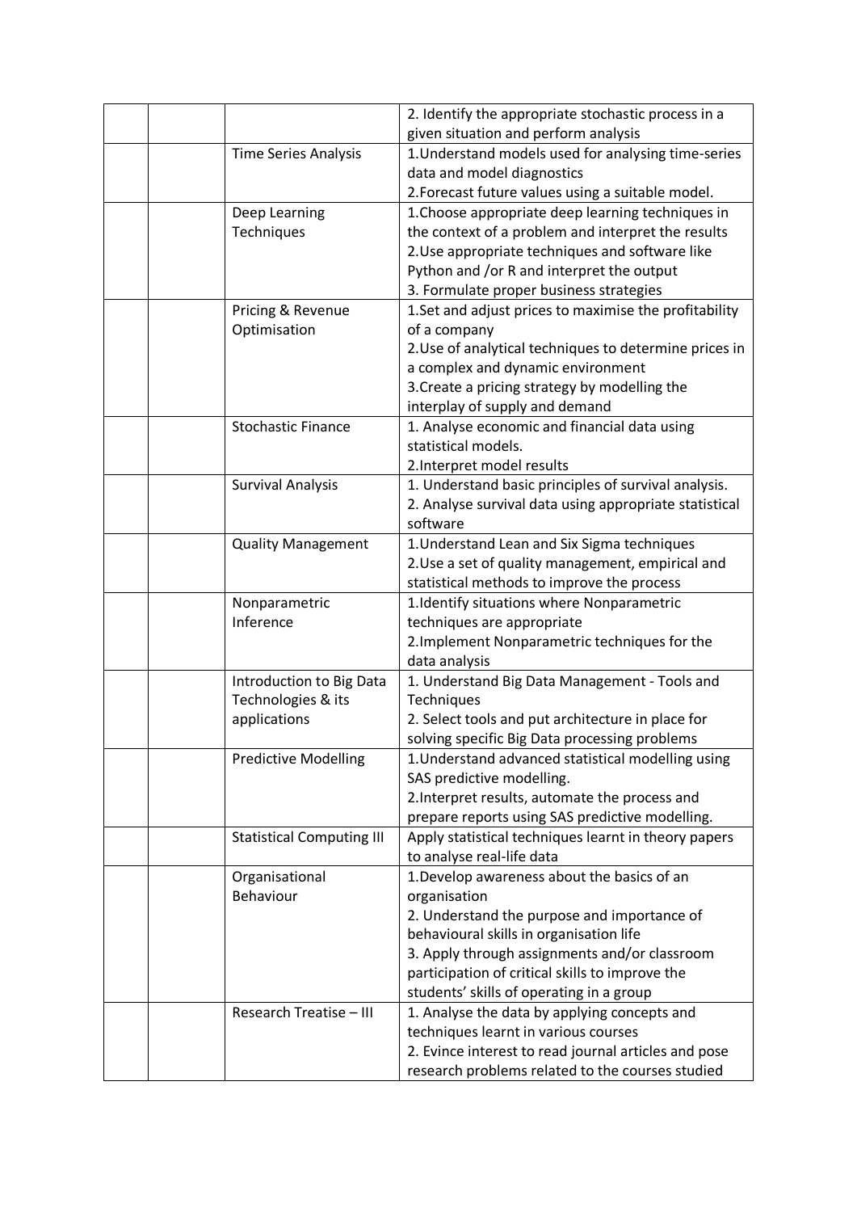|  |  |  |  |
|---|---|---|---|
|  |  |  | 2. Identify the appropriate stochastic process in a given situation and perform analysis |
|  |  | Time Series Analysis | 1.Understand models used for analysing time-series data and model diagnostics<br>2.Forecast future values using a suitable model. |
|  |  | Deep Learning Techniques | 1.Choose appropriate deep learning techniques in the context of a problem and interpret the results<br>2.Use appropriate techniques and software like Python and /or R and interpret the output<br>3. Formulate proper business strategies |
|  |  | Pricing & Revenue Optimisation | 1.Set and adjust prices to maximise the profitability of a company<br>2.Use of analytical techniques to determine prices in a complex and dynamic environment<br>3.Create a pricing strategy by modelling the interplay of supply and demand |
|  |  | Stochastic Finance | 1. Analyse economic and financial data using statistical models.<br>2.Interpret model results |
|  |  | Survival Analysis | 1. Understand basic principles of survival analysis.<br>2. Analyse survival data using appropriate statistical software |
|  |  | Quality Management | 1.Understand Lean and Six Sigma techniques<br>2.Use a set of quality management, empirical and statistical methods to improve the process |
|  |  | Nonparametric Inference | 1.Identify situations where Nonparametric techniques are appropriate<br>2.Implement Nonparametric techniques for the data analysis |
|  |  | Introduction to Big Data Technologies & its applications | 1. Understand Big Data Management - Tools and Techniques<br>2. Select tools and put architecture in place for solving specific Big Data processing problems |
|  |  | Predictive Modelling | 1.Understand advanced statistical modelling using SAS predictive modelling.<br>2.Interpret results, automate the process and prepare reports using SAS predictive modelling. |
|  |  | Statistical Computing III | Apply statistical techniques learnt in theory papers to analyse real-life data |
|  |  | Organisational Behaviour | 1.Develop awareness about the basics of an organisation<br>2. Understand the purpose and importance of behavioural skills in organisation life<br>3. Apply through assignments and/or classroom participation of critical skills to improve the students' skills of operating in a group |
|  |  | Research Treatise – III | 1. Analyse the data by applying concepts and techniques learnt in various courses<br>2. Evince interest to read journal articles and pose research problems related to the courses studied |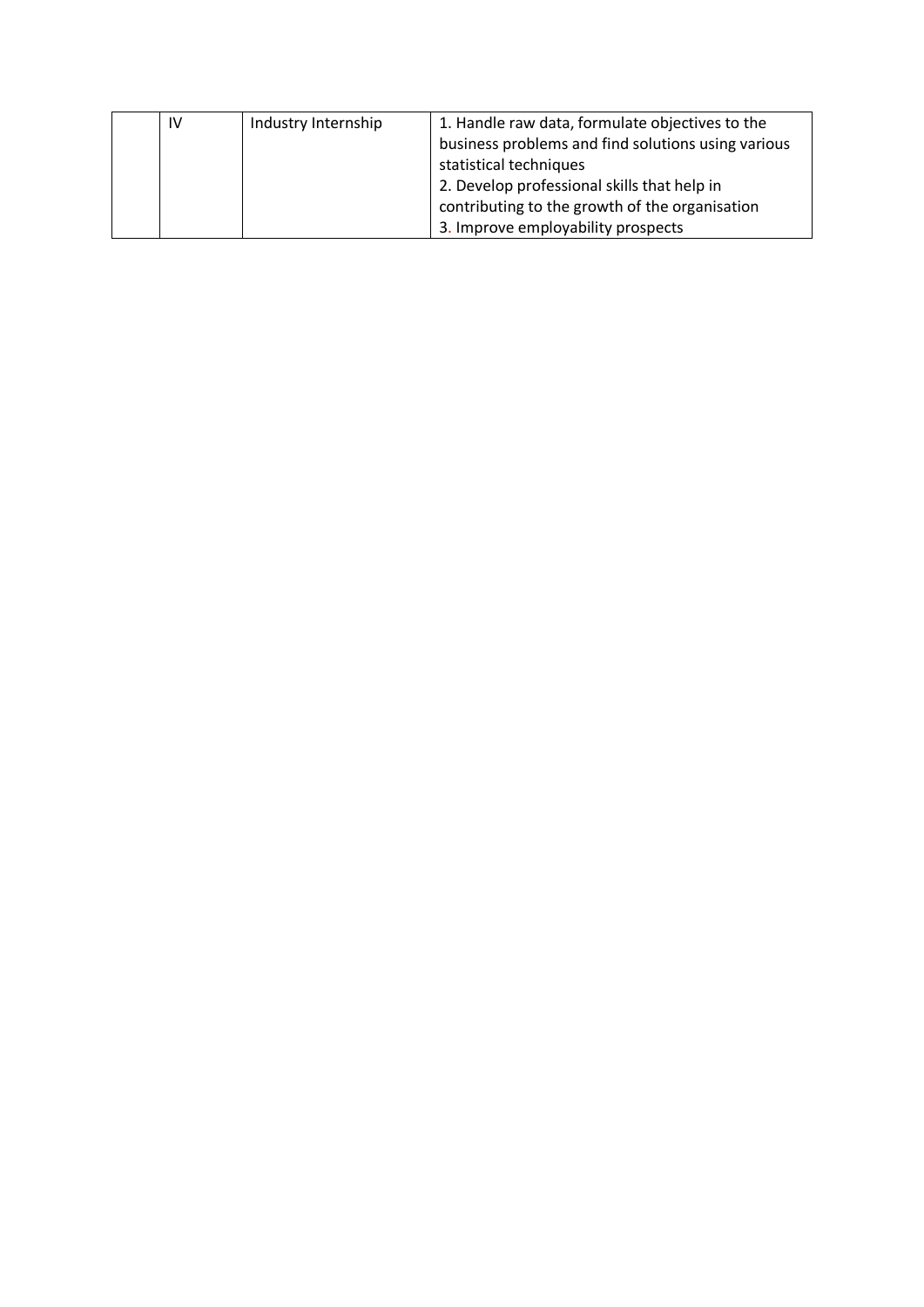| | | | |
|---|---|---|---|
| | IV | Industry Internship | 1. Handle raw data, formulate objectives to the business problems and find solutions using various statistical techniques<br>2. Develop professional skills that help in contributing to the growth of the organisation<br>3. Improve employability prospects |